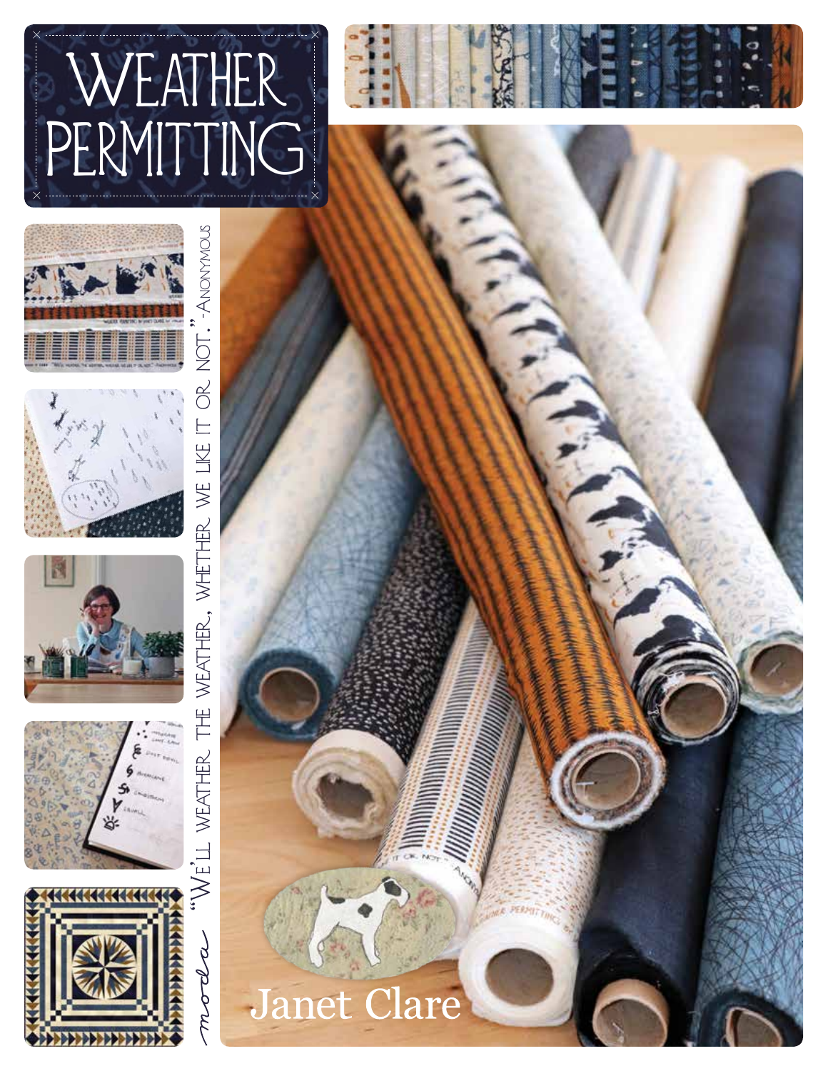# WEATHER PERMITTING

moda "We'll weather the weather, whether we like it or not." -Anonymous

Janet Clare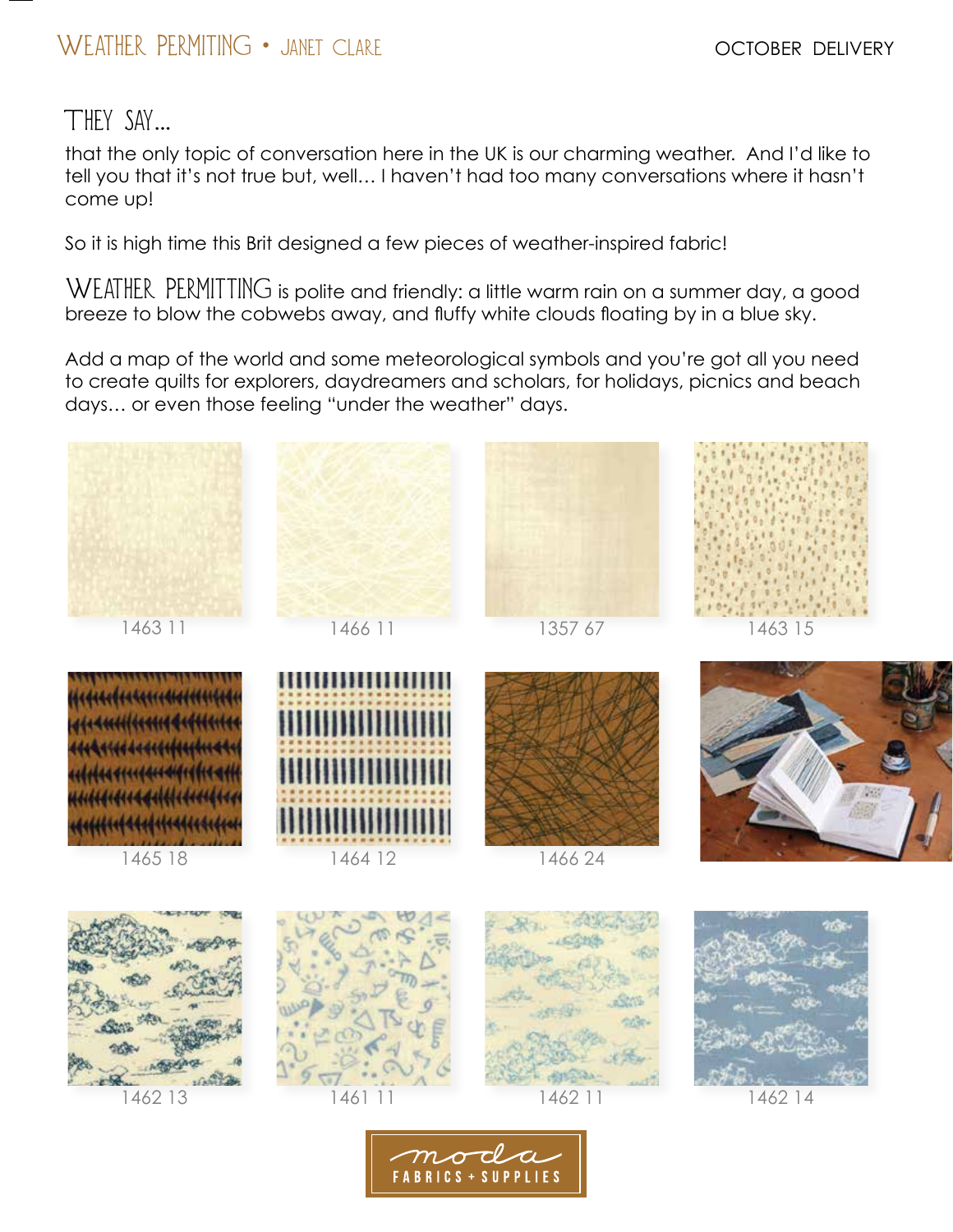# WEATHER PERMITING • JANET CLARE

OCTOBER DELIVERY

## THEY SAY...

that the only topic of conversation here in the UK is our charming weather. And I'd like to tell you that it's not true but, well… I haven't had too many conversations where it hasn't come up!

So it is high time this Brit designed a few pieces of weather-inspired fabric!

WEATHER PERMITTING is polite and friendly: a little warm rain on a summer day, a good breeze to blow the cobwebs away, and fluffy white clouds floating by in a blue sky.

Add a map of the world and some meteorological symbols and you're got all you need to create quilts for explorers, daydreamers and scholars, for holidays, picnics and beach days… or even those feeling "under the weather" days.

1463 11

1466 11

1357 67

1463 15

1465 18

1464 12

1466 24

1462 13

1461 11

1462 11

1462 14

moda FABRICS + SUPPLIES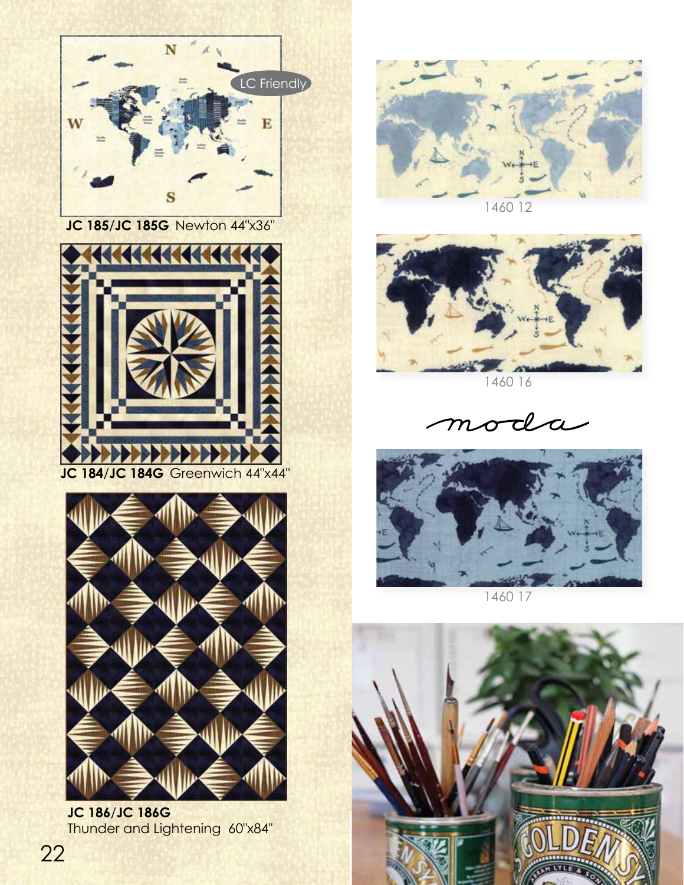LC Friendly

**JC 185/JC 185G** Newton 44"x36"

**JC 184/JC 184G** Greenwich 44"x44"

**JC 186/JC 186G**
Thunder and Lightening 60"x84"

1460 12

1460 16

moda

1460 17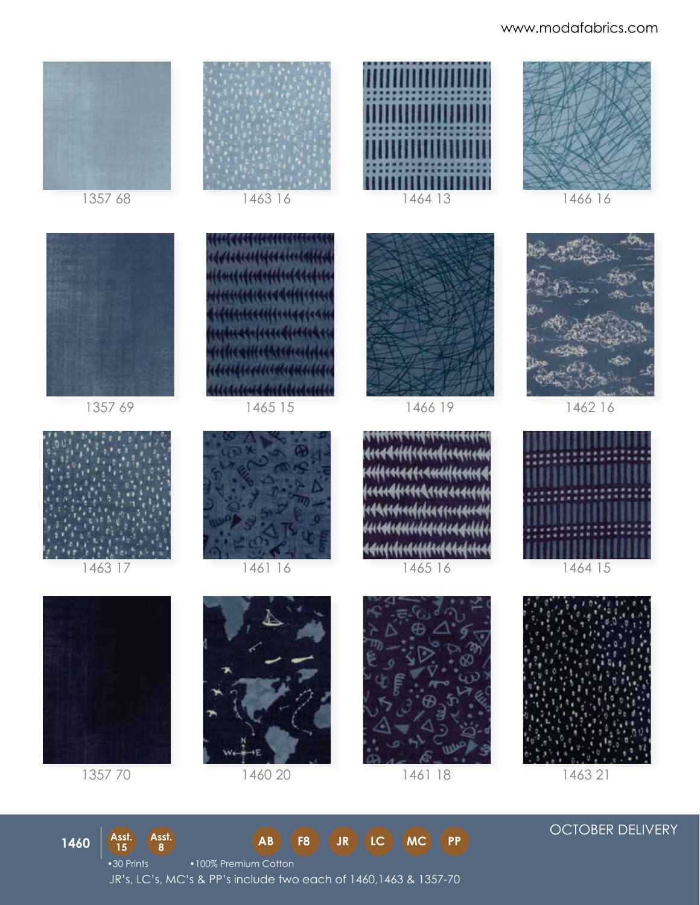www.modafabrics.com

1357 68

1463 16

1464 13

1466 16

1357 69

1465 15

1466 19

1462 16

1463 17

1461 16

1465 16

1464 15

1357 70

1460 20

1461 18

1463 21

**1460** Asst. 15 Asst. 8 AB F8 JR LC MC PP

OCTOBER DELIVERY

•30 Prints •100% Premium Cotton

JR's, LC's, MC's & PP's include two each of 1460,1463 & 1357-70